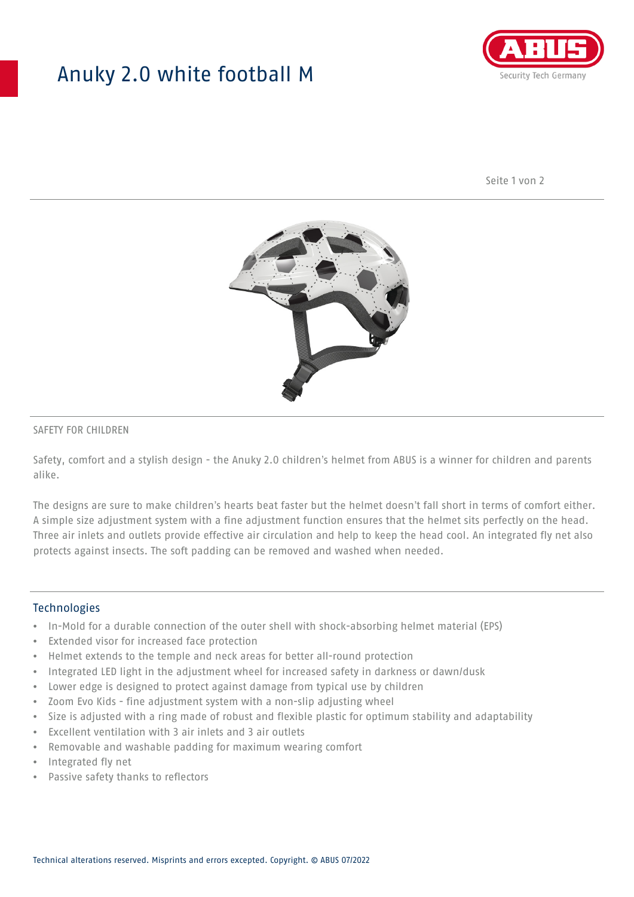# Anuky 2.0 white football M

SAFETY FOR CHILDREN

Safety, comfort and a stylish design - the Anuky 2.0 children's helmet from ABUS is a winner for children and parents alike.

The designs are sure to make children's hearts beat faster but the helmet doesn't fall short in terms of comfort either. A simple size adjustment system with a fine adjustment function ensures that the helmet sits perfectly on the head. Three air inlets and outlets provide effective air circulation and help to keep the head cool. An integrated fly net also protects against insects. The soft padding can be removed and washed when needed.

## Technologies

- In-Mold for a durable connection of the outer shell with shock-absorbing helmet material (EPS)
- Extended visor for increased face protection
- Helmet extends to the temple and neck areas for better all-round protection
- Integrated LED light in the adjustment wheel for increased safety in darkness or dawn/dusk
- Lower edge is designed to protect against damage from typical use by children
- Zoom Evo Kids - fine adjustment system with a non-slip adjusting wheel
- Size is adjusted with a ring made of robust and flexible plastic for optimum stability and adaptability
- Excellent ventilation with 3 air inlets and 3 air outlets
- Removable and washable padding for maximum wearing comfort
- Integrated fly net
- Passive safety thanks to reflectors

Technical alterations reserved. Misprints and errors excepted. Copyright. © ABUS 07/2022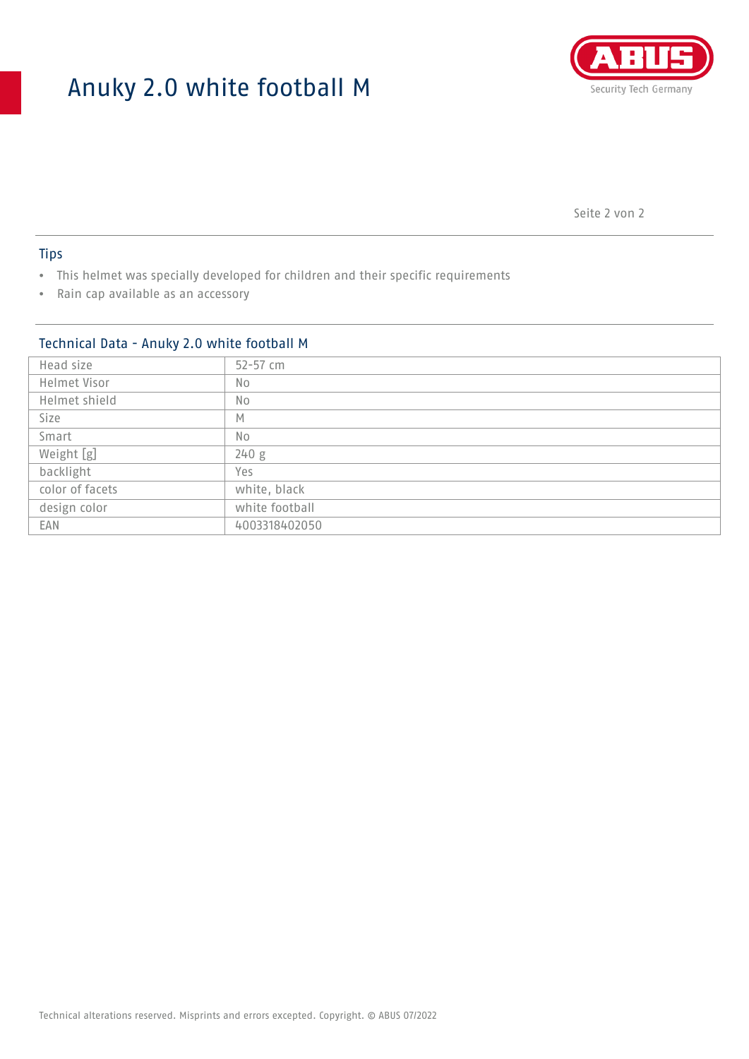# Anuky 2.0 white football M

## Tips

- This helmet was specially developed for children and their specific requirements
- Rain cap available as an accessory

## Technical Data - Anuky 2.0 white football M

| | |
|---|---|
| Head size | 52-57 cm |
| Helmet Visor | No |
| Helmet shield | No |
| Size | M |
| Smart | No |
| Weight [g] | 240 g |
| backlight | Yes |
| color of facets | white, black |
| design color | white football |
| EAN | 4003318402050 |

Technical alterations reserved. Misprints and errors excepted. Copyright. © ABUS 07/2022